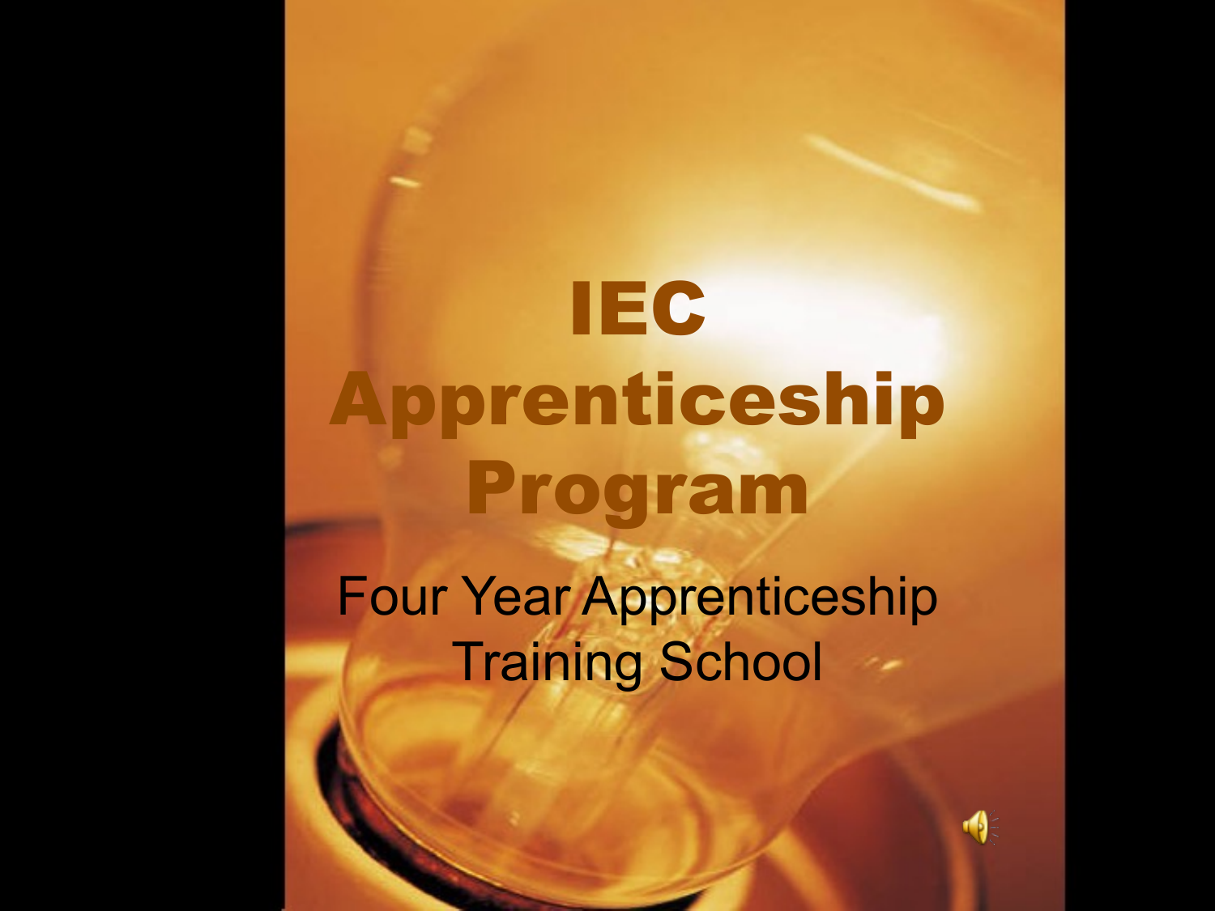# IEC Apprenticeship Program

Four Year Apprenticeship Training School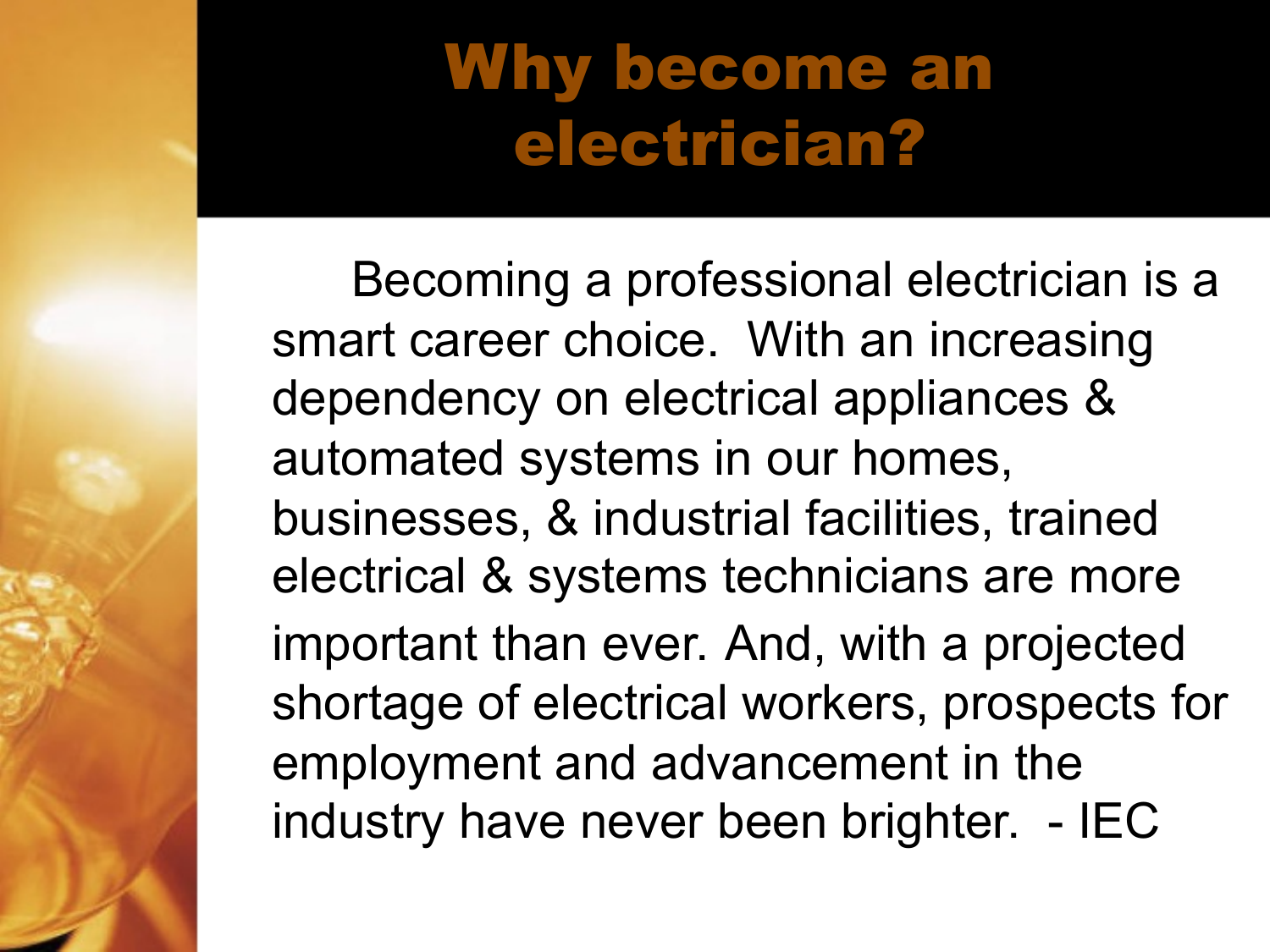# Why become an electrician?

Becoming a professional electrician is a smart career choice. With an increasing dependency on electrical appliances & automated systems in our homes, businesses, & industrial facilities, trained electrical & systems technicians are more important than ever. And, with a projected shortage of electrical workers, prospects for employment and advancement in the industry have never been brighter. - IEC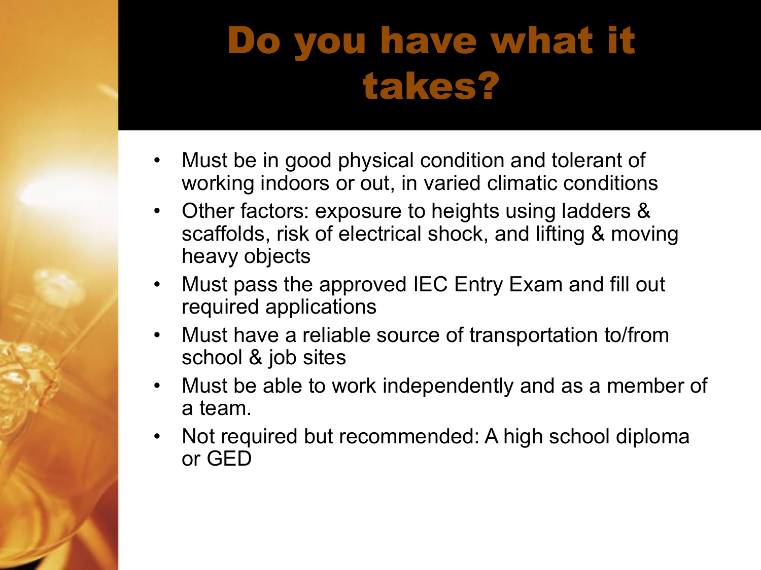# Do you have what it takes?

- Must be in good physical condition and tolerant of working indoors or out, in varied climatic conditions
- Other factors: exposure to heights using ladders & scaffolds, risk of electrical shock, and lifting & moving heavy objects
- Must pass the approved IEC Entry Exam and fill out required applications
- Must have a reliable source of transportation to/from school & job sites
- Must be able to work independently and as a member of a team.
- Not required but recommended: A high school diploma or GED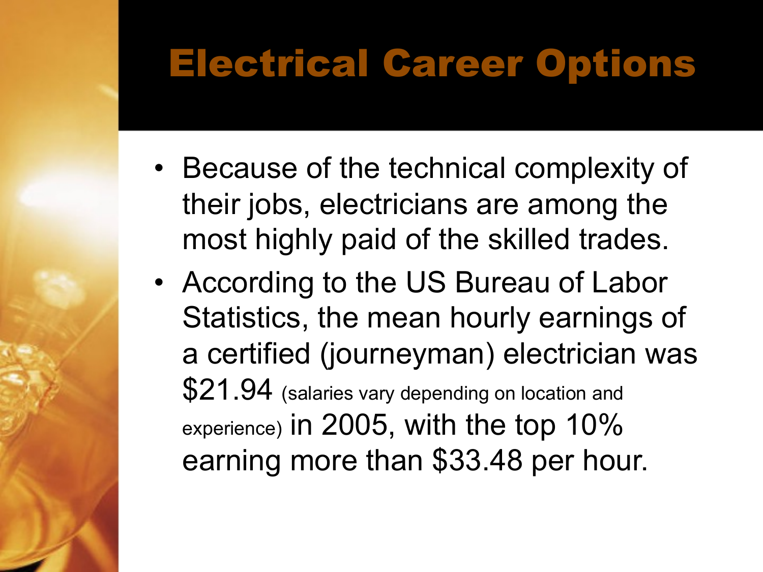# Electrical Career Options

- Because of the technical complexity of their jobs, electricians are among the most highly paid of the skilled trades.
- According to the US Bureau of Labor Statistics, the mean hourly earnings of a certified (journeyman) electrician was $21.94 (salaries vary depending on location and experience) in 2005, with the top 10% earning more than $33.48 per hour.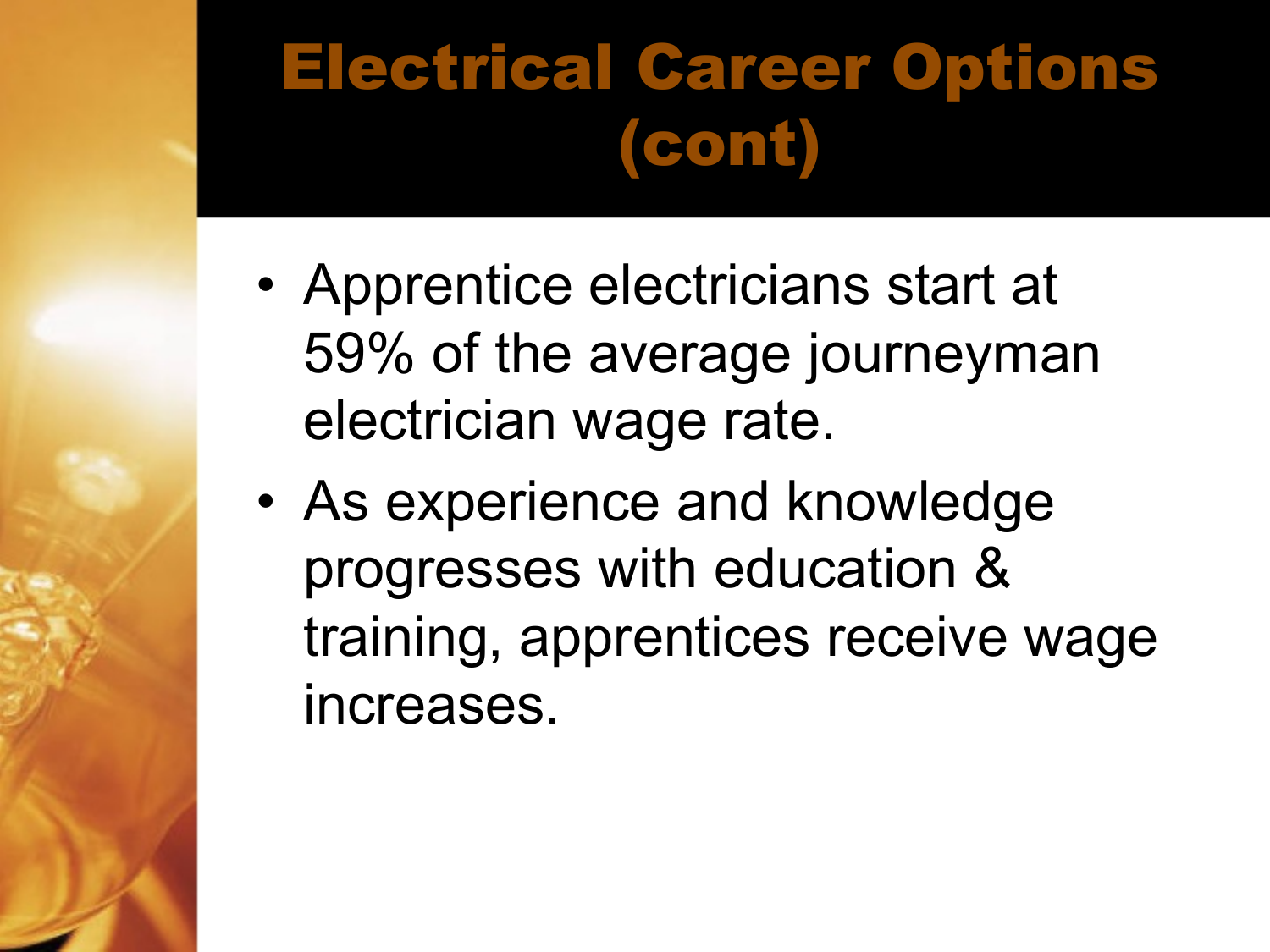# Electrical Career Options (cont)

- Apprentice electricians start at 59% of the average journeyman electrician wage rate.
- As experience and knowledge progresses with education & training, apprentices receive wage increases.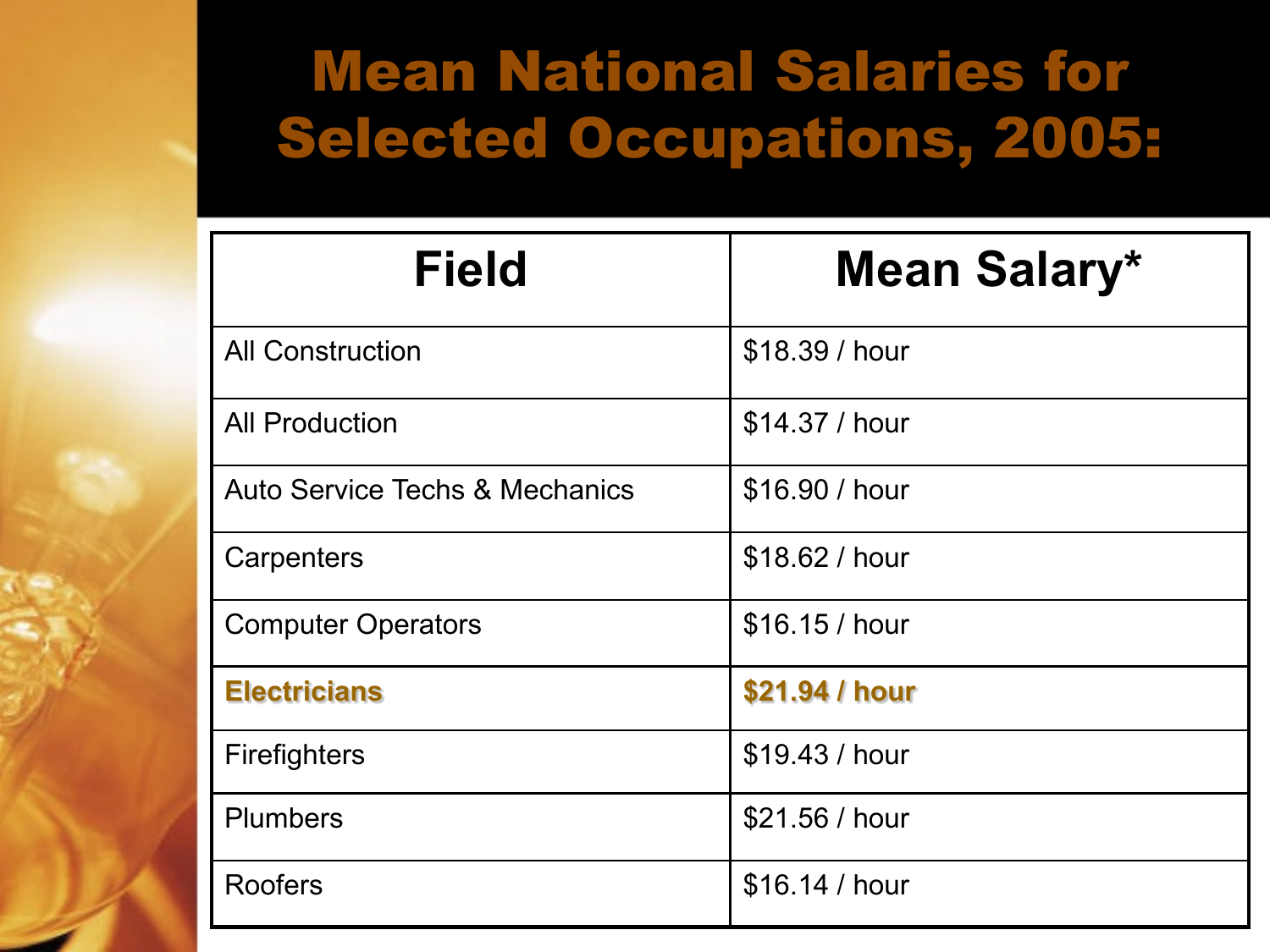# Mean National Salaries for Selected Occupations, 2005:

| Field | Mean Salary* |
|---|---|
| All Construction | $18.39 / hour |
| All Production | $14.37 / hour |
| Auto Service Techs & Mechanics | $16.90 / hour |
| Carpenters | $18.62 / hour |
| Computer Operators | $16.15 / hour |
| **Electricians** | **$21.94 / hour** |
| Firefighters | $19.43 / hour |
| Plumbers | $21.56 / hour |
| Roofers | $16.14 / hour |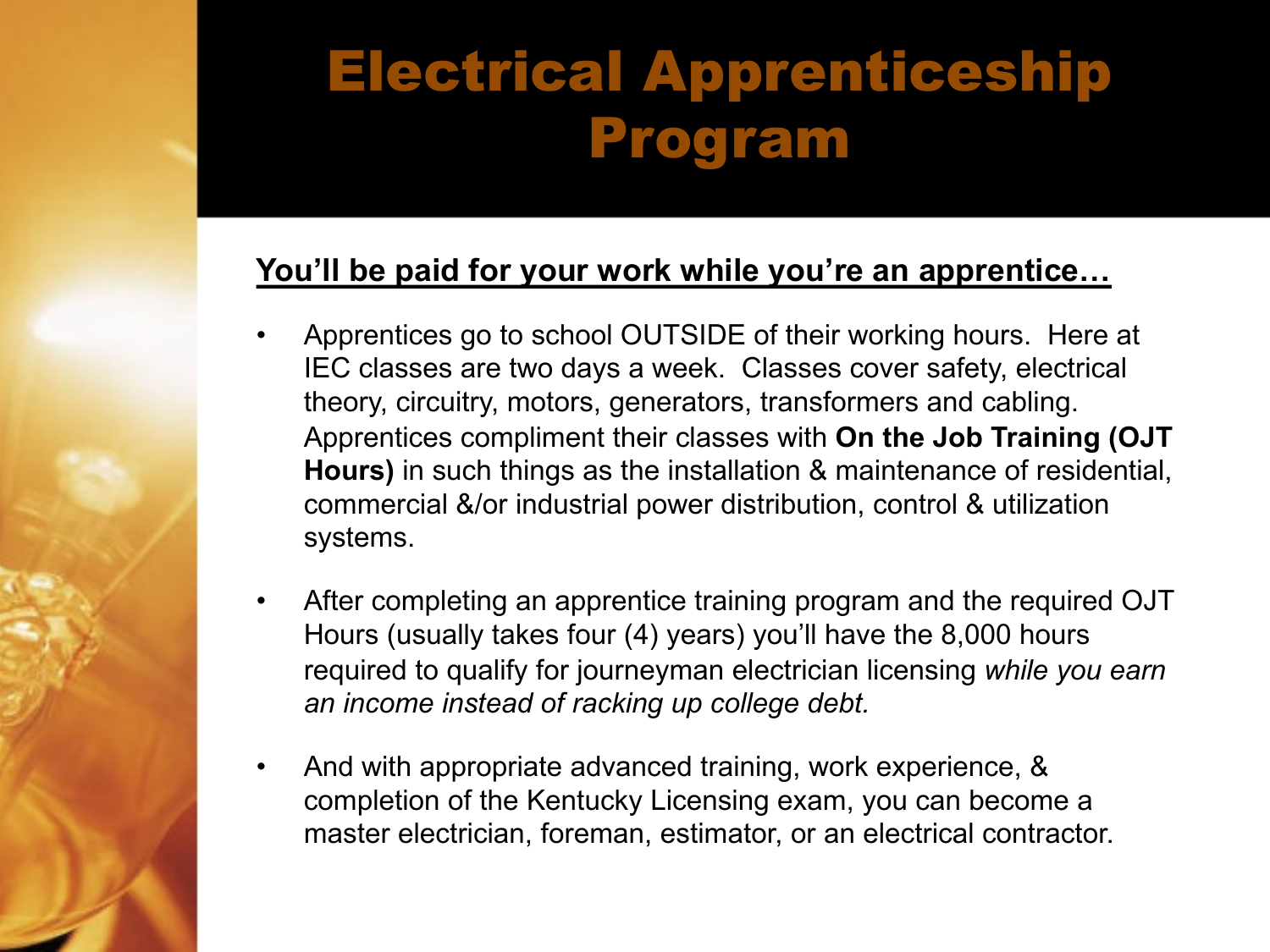# Electrical Apprenticeship Program

**You'll be paid for your work while you're an apprentice…**

- Apprentices go to school OUTSIDE of their working hours. Here at IEC classes are two days a week. Classes cover safety, electrical theory, circuitry, motors, generators, transformers and cabling. Apprentices compliment their classes with **On the Job Training (OJT Hours)** in such things as the installation & maintenance of residential, commercial &/or industrial power distribution, control & utilization systems.
- After completing an apprentice training program and the required OJT Hours (usually takes four (4) years) you'll have the 8,000 hours required to qualify for journeyman electrician licensing *while you earn an income instead of racking up college debt.*
- And with appropriate advanced training, work experience, & completion of the Kentucky Licensing exam, you can become a master electrician, foreman, estimator, or an electrical contractor.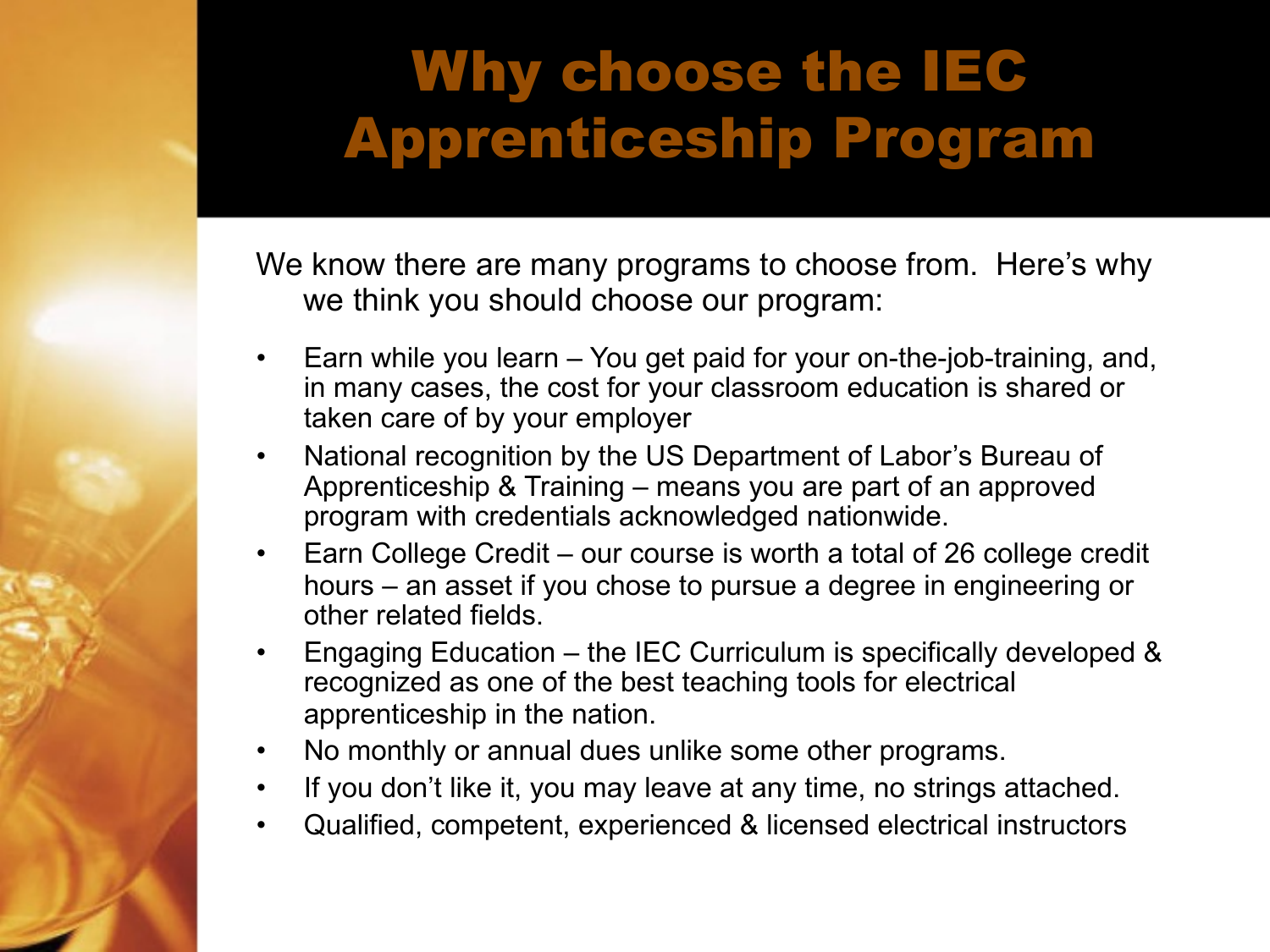# Why choose the IEC Apprenticeship Program

We know there are many programs to choose from. Here's why we think you should choose our program:

- Earn while you learn – You get paid for your on-the-job-training, and, in many cases, the cost for your classroom education is shared or taken care of by your employer
- National recognition by the US Department of Labor's Bureau of Apprenticeship & Training – means you are part of an approved program with credentials acknowledged nationwide.
- Earn College Credit – our course is worth a total of 26 college credit hours – an asset if you chose to pursue a degree in engineering or other related fields.
- Engaging Education – the IEC Curriculum is specifically developed & recognized as one of the best teaching tools for electrical apprenticeship in the nation.
- No monthly or annual dues unlike some other programs.
- If you don't like it, you may leave at any time, no strings attached.
- Qualified, competent, experienced & licensed electrical instructors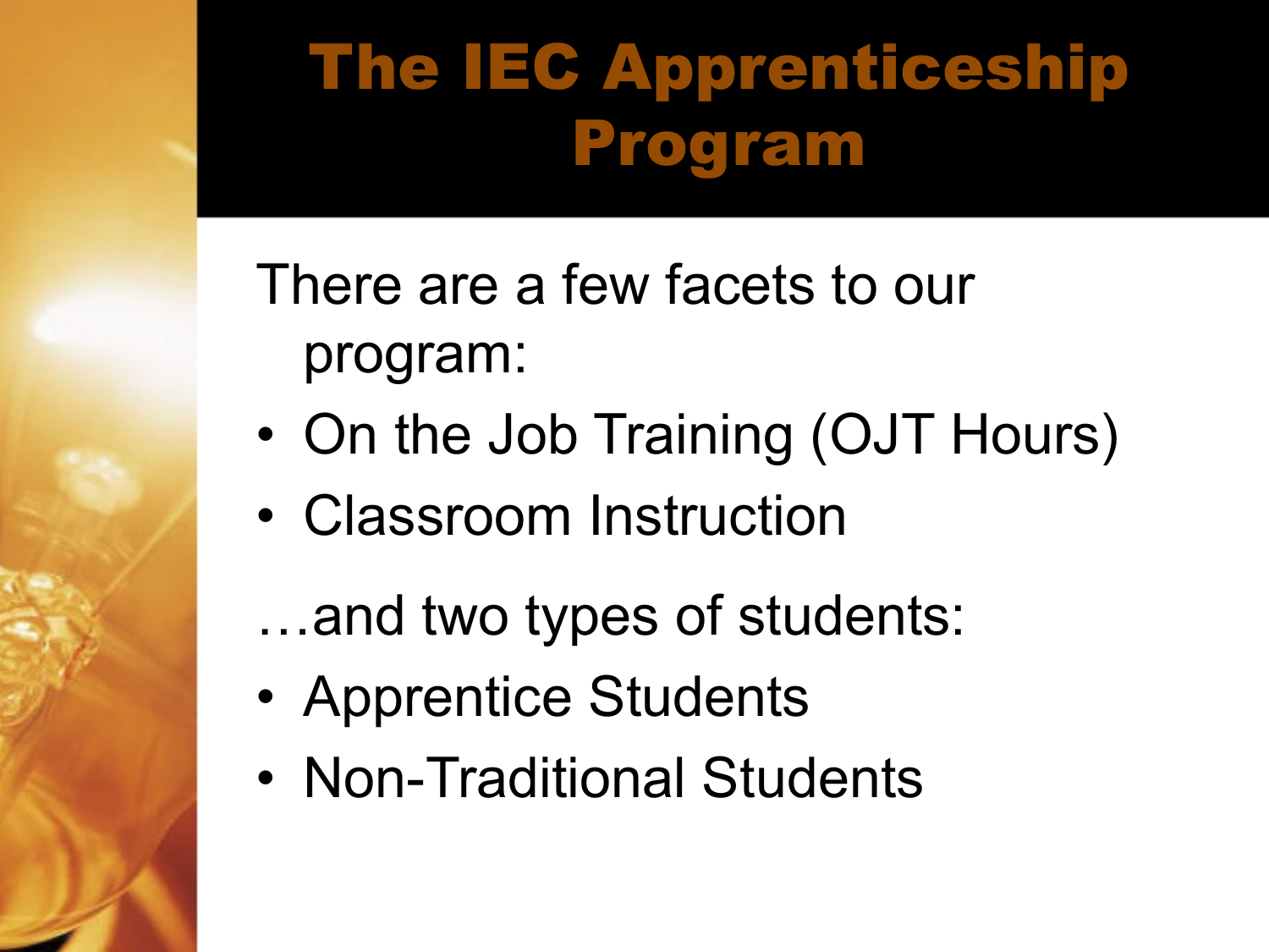# The IEC Apprenticeship Program

There are a few facets to our program:

- On the Job Training (OJT Hours)
- Classroom Instruction

…and two types of students:

- Apprentice Students
- Non-Traditional Students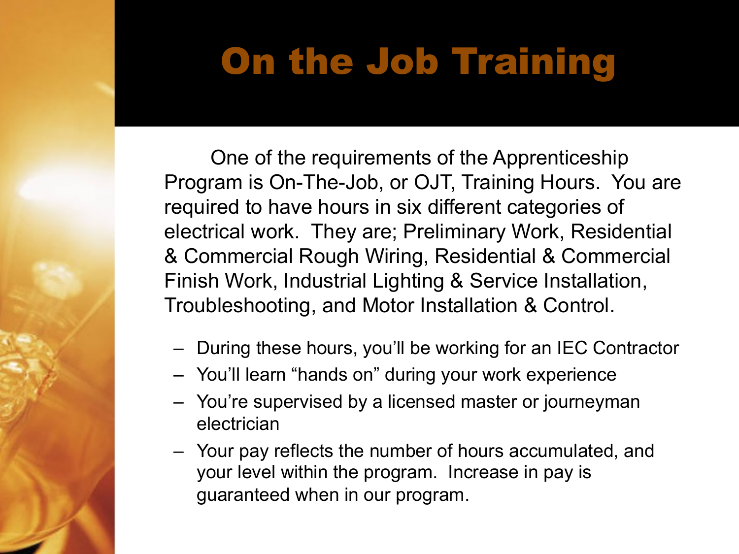# On the Job Training

One of the requirements of the Apprenticeship Program is On-The-Job, or OJT, Training Hours. You are required to have hours in six different categories of electrical work. They are; Preliminary Work, Residential & Commercial Rough Wiring, Residential & Commercial Finish Work, Industrial Lighting & Service Installation, Troubleshooting, and Motor Installation & Control.

- During these hours, you'll be working for an IEC Contractor
- You'll learn "hands on" during your work experience
- You're supervised by a licensed master or journeyman electrician
- Your pay reflects the number of hours accumulated, and your level within the program. Increase in pay is guaranteed when in our program.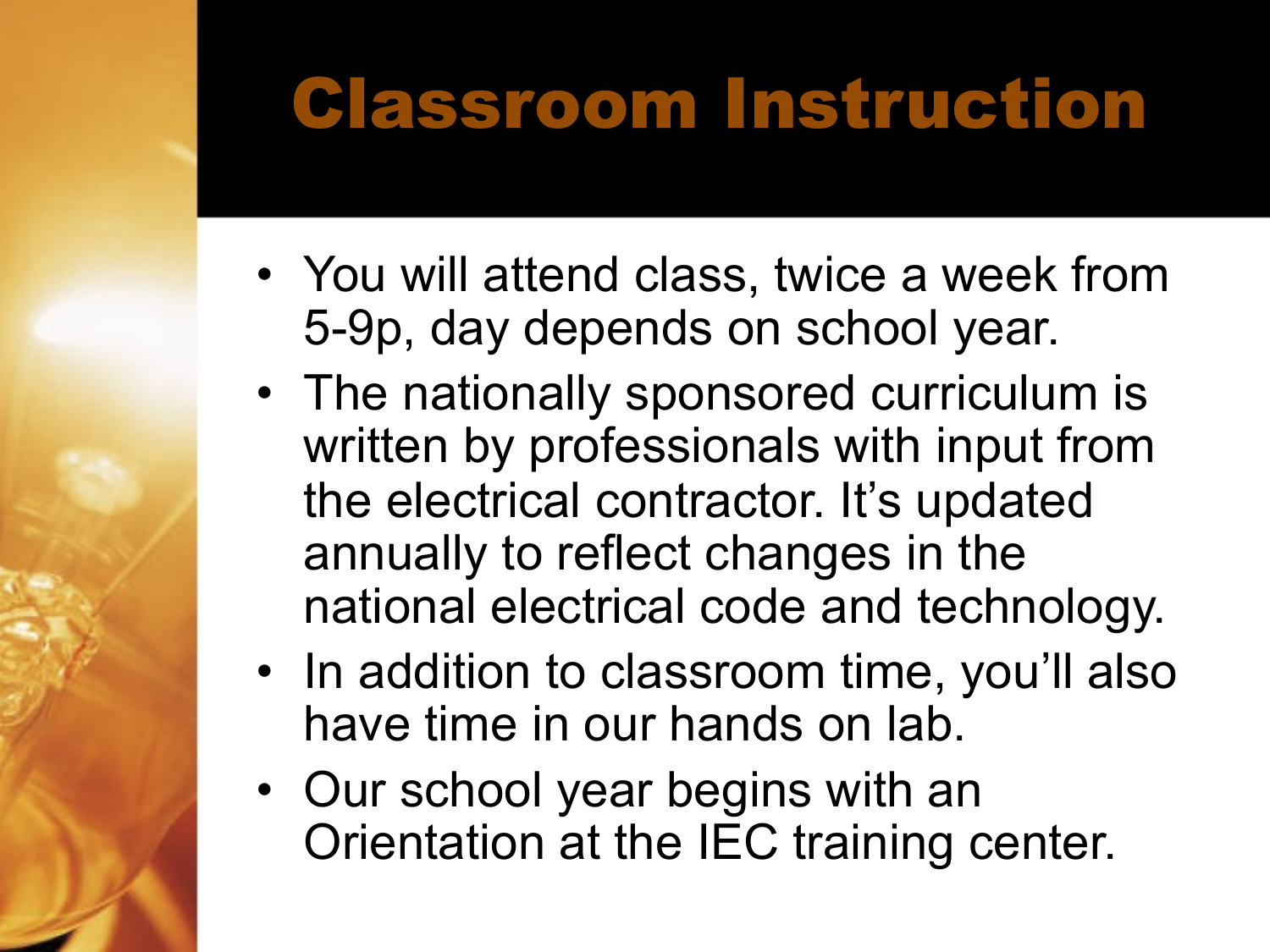# Classroom Instruction

- You will attend class, twice a week from 5-9p, day depends on school year.
- The nationally sponsored curriculum is written by professionals with input from the electrical contractor. It's updated annually to reflect changes in the national electrical code and technology.
- In addition to classroom time, you'll also have time in our hands on lab.
- Our school year begins with an Orientation at the IEC training center.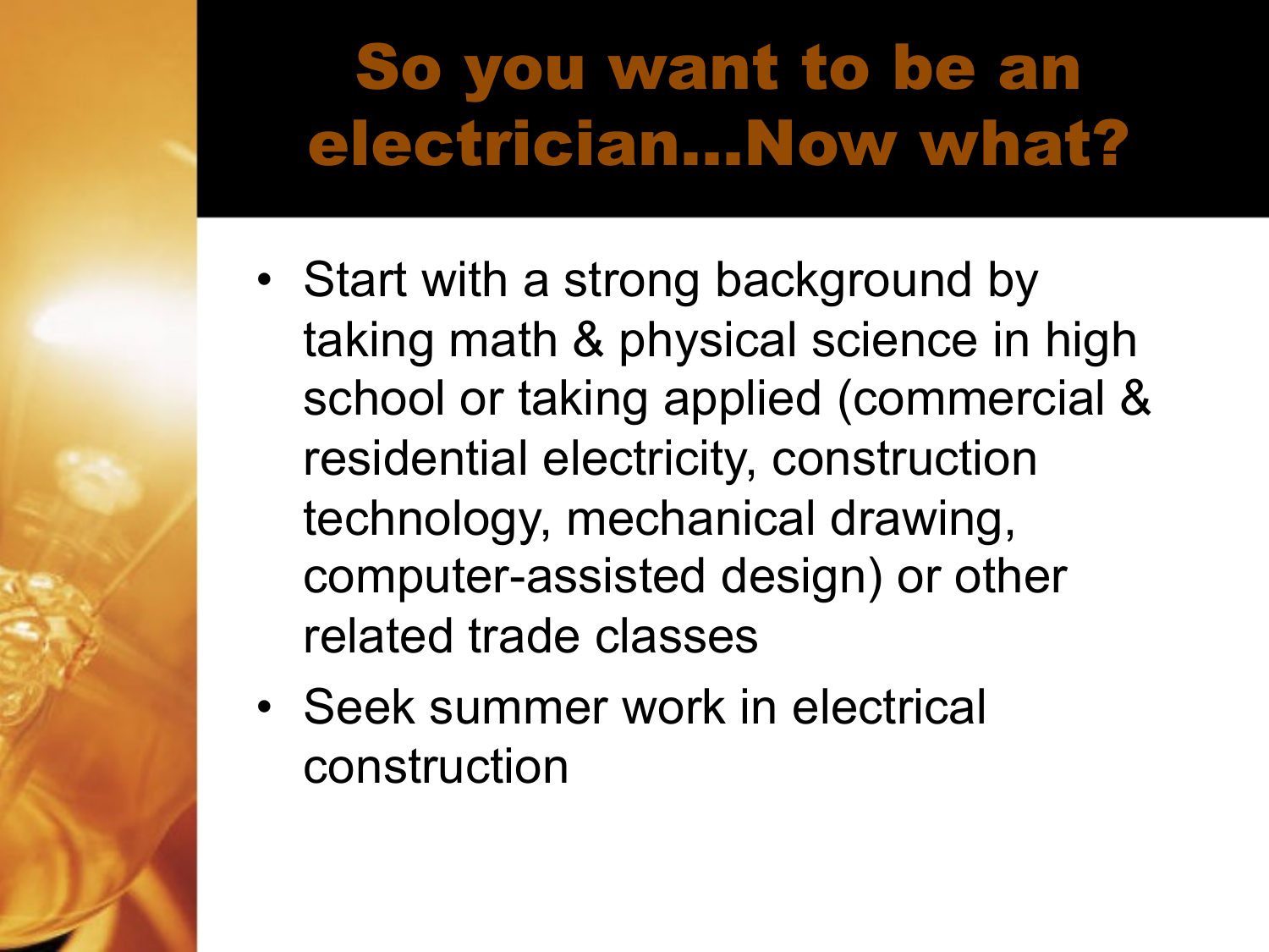# So you want to be an electrician…Now what?

- Start with a strong background by taking math & physical science in high school or taking applied (commercial & residential electricity, construction technology, mechanical drawing, computer-assisted design) or other related trade classes
- Seek summer work in electrical construction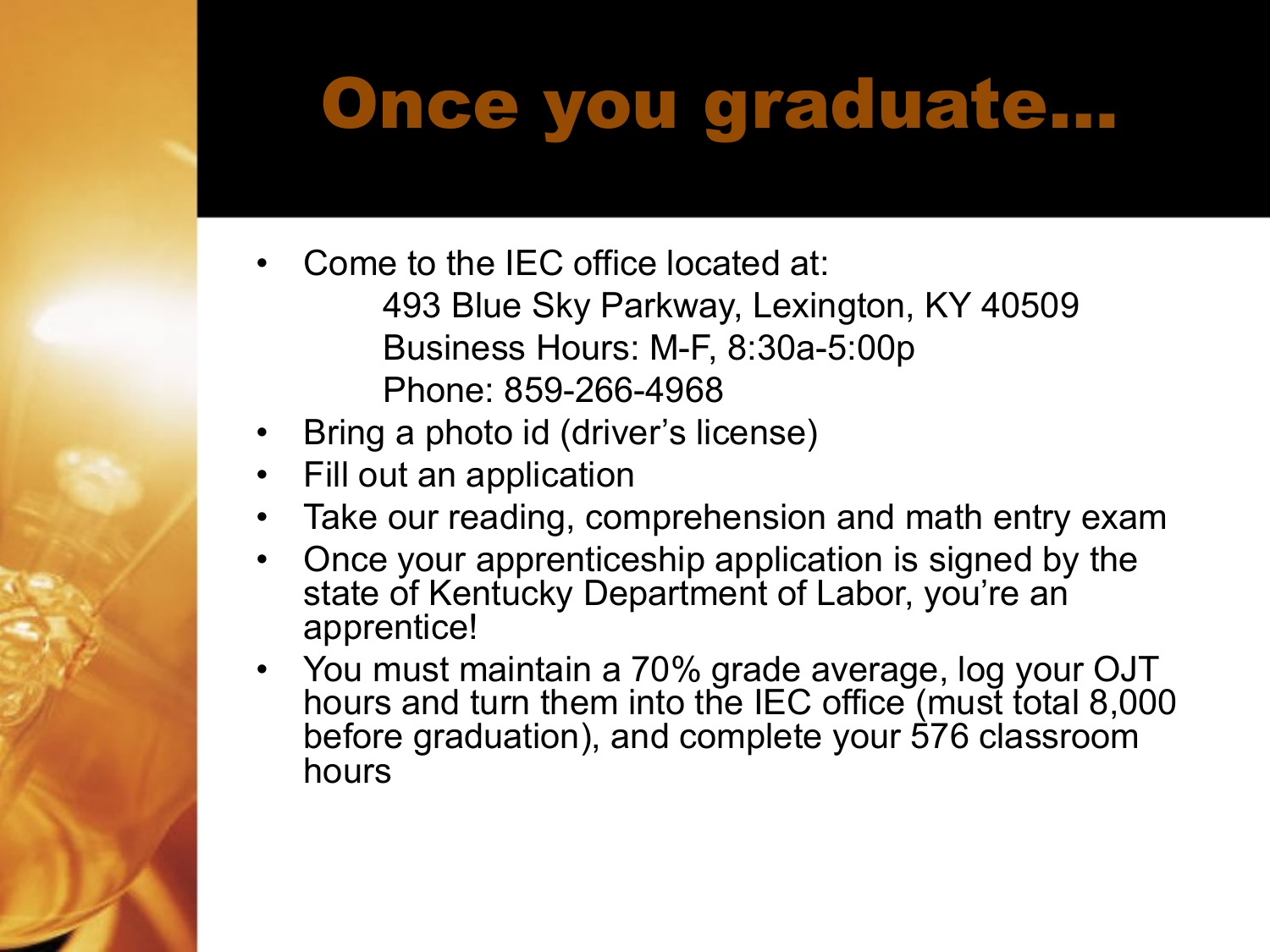# Once you graduate…

- Come to the IEC office located at:
  493 Blue Sky Parkway, Lexington, KY 40509
  Business Hours: M-F, 8:30a-5:00p
  Phone: 859-266-4968
- Bring a photo id (driver's license)
- Fill out an application
- Take our reading, comprehension and math entry exam
- Once your apprenticeship application is signed by the state of Kentucky Department of Labor, you're an apprentice!
- You must maintain a 70% grade average, log your OJT hours and turn them into the IEC office (must total 8,000 before graduation), and complete your 576 classroom hours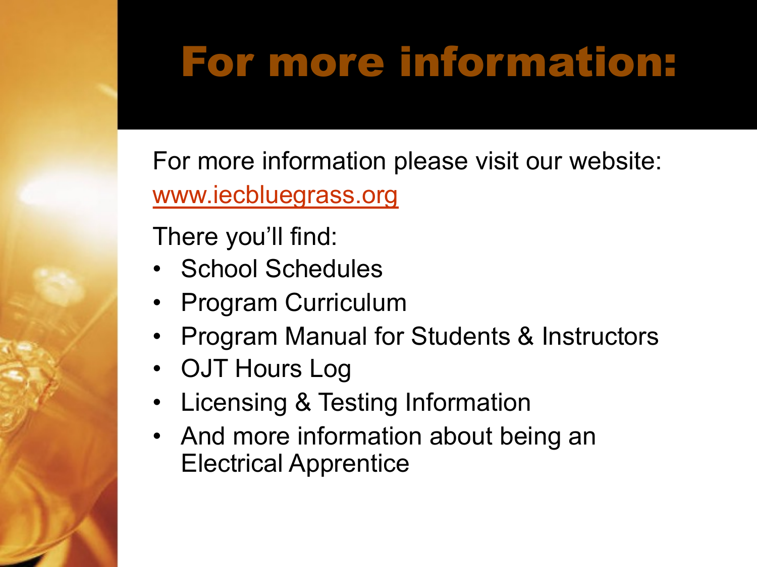# For more information:

For more information please visit our website: www.iecbluegrass.org

There you'll find:

- School Schedules
- Program Curriculum
- Program Manual for Students & Instructors
- OJT Hours Log
- Licensing & Testing Information
- And more information about being an Electrical Apprentice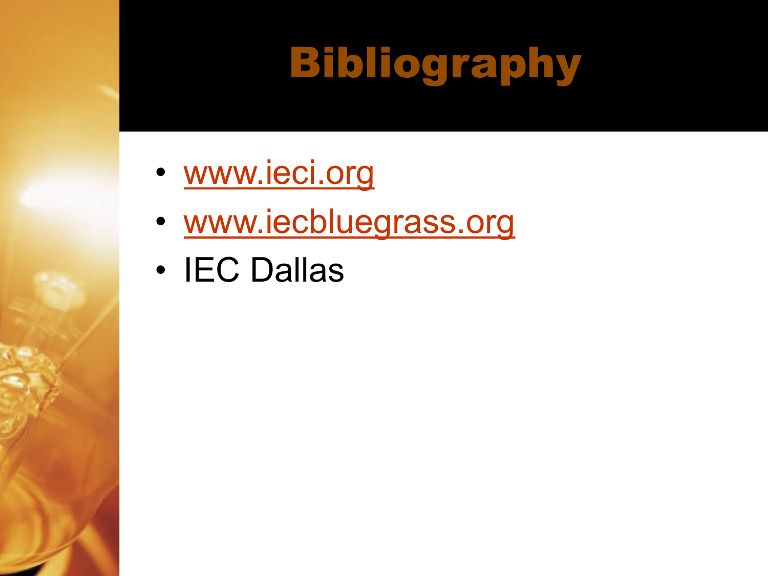# Bibliography

- www.ieci.org
- www.iecbluegrass.org
- IEC Dallas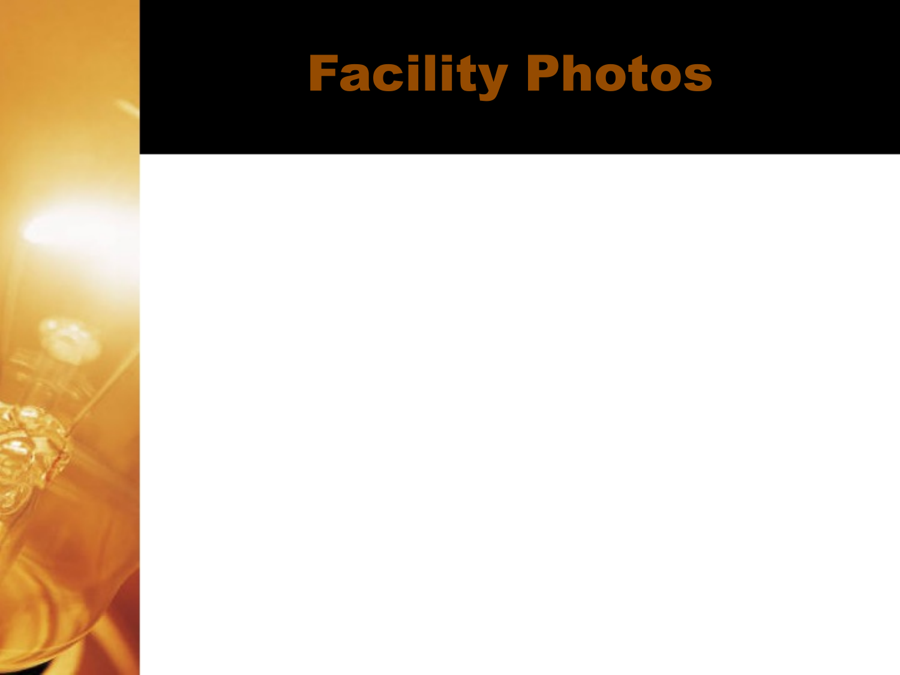# Facility Photos